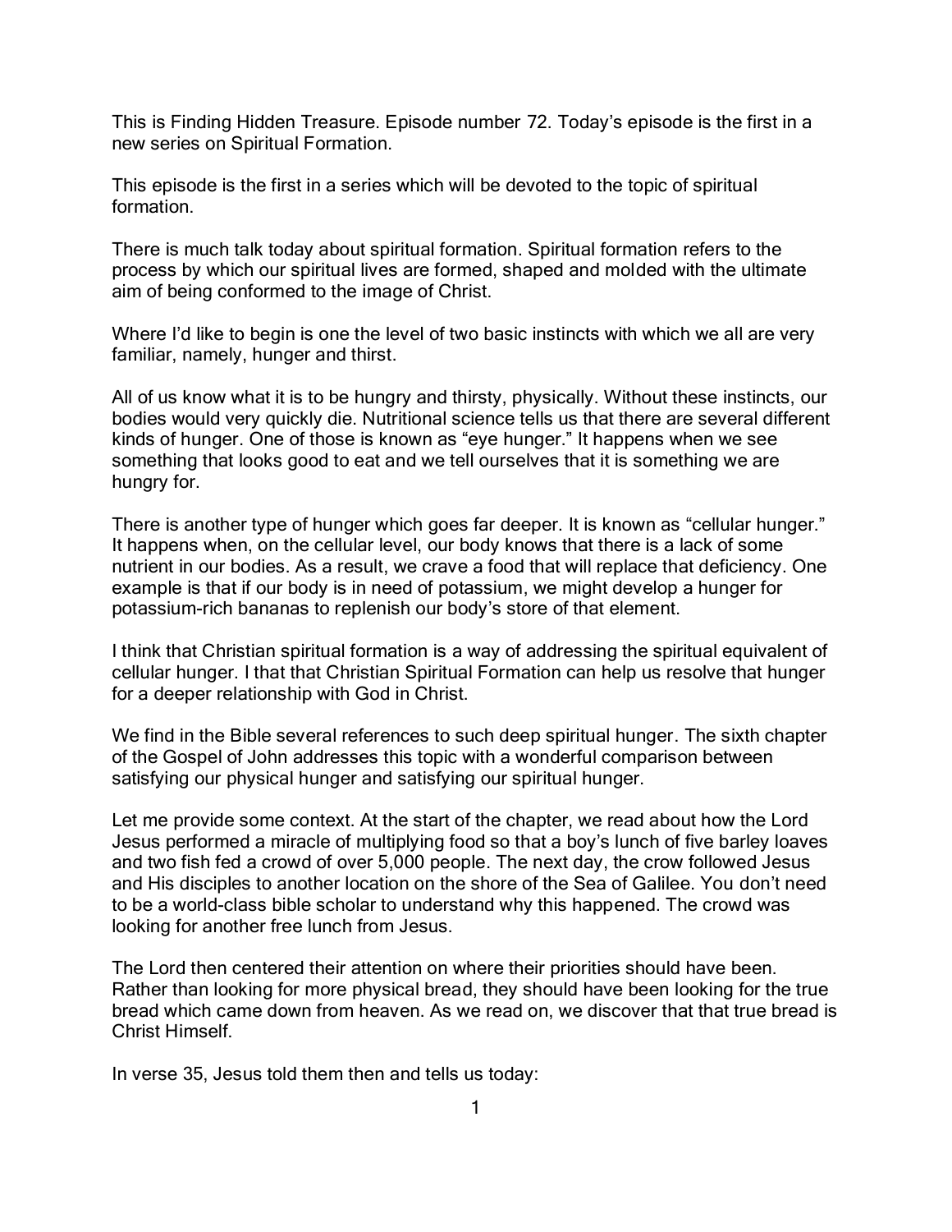This is Finding Hidden Treasure. Episode number 72. Today's episode is the first in a new series on Spiritual Formation.

This episode is the first in a series which will be devoted to the topic of spiritual formation.

There is much talk today about spiritual formation. Spiritual formation refers to the process by which our spiritual lives are formed, shaped and molded with the ultimate aim of being conformed to the image of Christ.

Where I'd like to begin is one the level of two basic instincts with which we all are very familiar, namely, hunger and thirst.

All of us know what it is to be hungry and thirsty, physically. Without these instincts, our bodies would very quickly die. Nutritional science tells us that there are several different kinds of hunger. One of those is known as "eye hunger." It happens when we see something that looks good to eat and we tell ourselves that it is something we are hungry for.

There is another type of hunger which goes far deeper. It is known as "cellular hunger." It happens when, on the cellular level, our body knows that there is a lack of some nutrient in our bodies. As a result, we crave a food that will replace that deficiency. One example is that if our body is in need of potassium, we might develop a hunger for potassium-rich bananas to replenish our body's store of that element.

I think that Christian spiritual formation is a way of addressing the spiritual equivalent of cellular hunger. I that that Christian Spiritual Formation can help us resolve that hunger for a deeper relationship with God in Christ.

We find in the Bible several references to such deep spiritual hunger. The sixth chapter of the Gospel of John addresses this topic with a wonderful comparison between satisfying our physical hunger and satisfying our spiritual hunger.

Let me provide some context. At the start of the chapter, we read about how the Lord Jesus performed a miracle of multiplying food so that a boy's lunch of five barley loaves and two fish fed a crowd of over 5,000 people. The next day, the crow followed Jesus and His disciples to another location on the shore of the Sea of Galilee. You don't need to be a world-class bible scholar to understand why this happened. The crowd was looking for another free lunch from Jesus.

The Lord then centered their attention on where their priorities should have been. Rather than looking for more physical bread, they should have been looking for the true bread which came down from heaven. As we read on, we discover that that true bread is Christ Himself.

In verse 35, Jesus told them then and tells us today: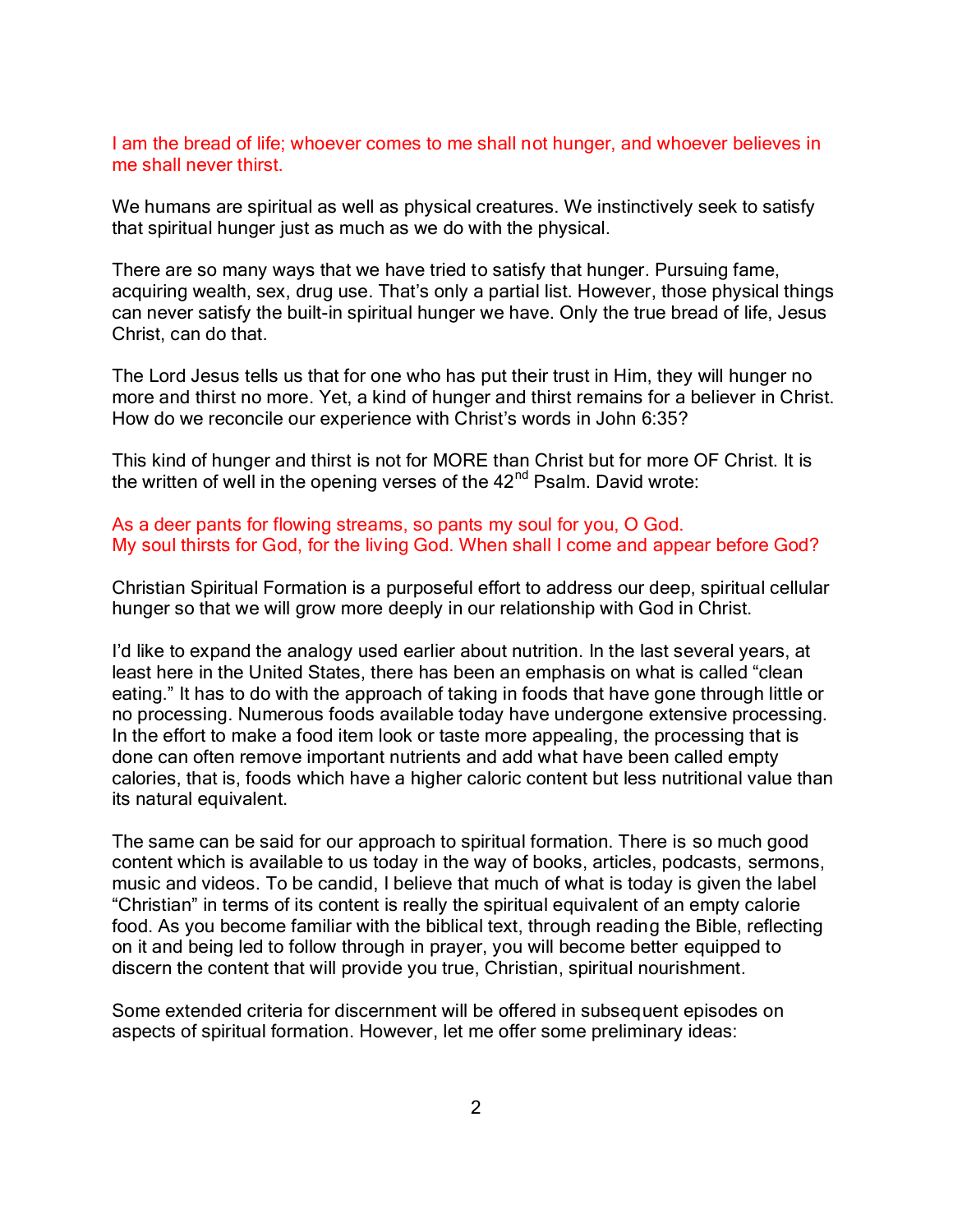I am the bread of life; whoever comes to me shall not hunger, and whoever believes in me shall never thirst.

We humans are spiritual as well as physical creatures. We instinctively seek to satisfy that spiritual hunger just as much as we do with the physical.

There are so many ways that we have tried to satisfy that hunger. Pursuing fame, acquiring wealth, sex, drug use. That's only a partial list. However, those physical things can never satisfy the built-in spiritual hunger we have. Only the true bread of life, Jesus Christ, can do that.

The Lord Jesus tells us that for one who has put their trust in Him, they will hunger no more and thirst no more. Yet, a kind of hunger and thirst remains for a believer in Christ. How do we reconcile our experience with Christ's words in John 6:35?

This kind of hunger and thirst is not for MORE than Christ but for more OF Christ. It is the written of well in the opening verses of the 42nd Psalm. David wrote:

As a deer pants for flowing streams, so pants my soul for you, O God.
My soul thirsts for God, for the living God. When shall I come and appear before God?

Christian Spiritual Formation is a purposeful effort to address our deep, spiritual cellular hunger so that we will grow more deeply in our relationship with God in Christ.

I'd like to expand the analogy used earlier about nutrition. In the last several years, at least here in the United States, there has been an emphasis on what is called "clean eating." It has to do with the approach of taking in foods that have gone through little or no processing. Numerous foods available today have undergone extensive processing. In the effort to make a food item look or taste more appealing, the processing that is done can often remove important nutrients and add what have been called empty calories, that is, foods which have a higher caloric content but less nutritional value than its natural equivalent.

The same can be said for our approach to spiritual formation. There is so much good content which is available to us today in the way of books, articles, podcasts, sermons, music and videos. To be candid, I believe that much of what is today is given the label "Christian" in terms of its content is really the spiritual equivalent of an empty calorie food. As you become familiar with the biblical text, through reading the Bible, reflecting on it and being led to follow through in prayer, you will become better equipped to discern the content that will provide you true, Christian, spiritual nourishment.

Some extended criteria for discernment will be offered in subsequent episodes on aspects of spiritual formation. However, let me offer some preliminary ideas: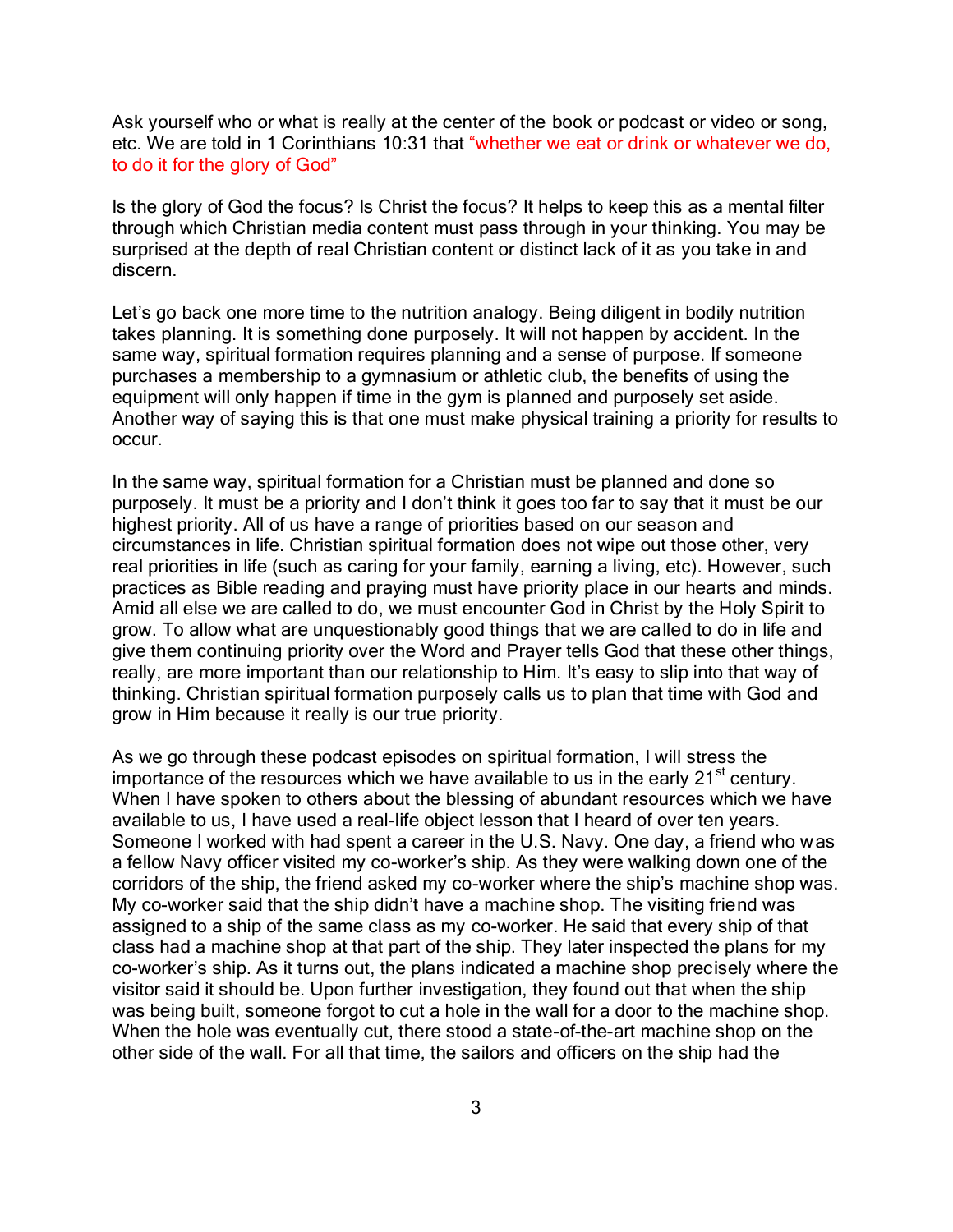Ask yourself who or what is really at the center of the book or podcast or video or song, etc. We are told in 1 Corinthians 10:31 that “whether we eat or drink or whatever we do, to do it for the glory of God”

Is the glory of God the focus? Is Christ the focus? It helps to keep this as a mental filter through which Christian media content must pass through in your thinking. You may be surprised at the depth of real Christian content or distinct lack of it as you take in and discern.

Let’s go back one more time to the nutrition analogy. Being diligent in bodily nutrition takes planning. It is something done purposely. It will not happen by accident. In the same way, spiritual formation requires planning and a sense of purpose. If someone purchases a membership to a gymnasium or athletic club, the benefits of using the equipment will only happen if time in the gym is planned and purposely set aside. Another way of saying this is that one must make physical training a priority for results to occur.

In the same way, spiritual formation for a Christian must be planned and done so purposely. It must be a priority and I don’t think it goes too far to say that it must be our highest priority. All of us have a range of priorities based on our season and circumstances in life. Christian spiritual formation does not wipe out those other, very real priorities in life (such as caring for your family, earning a living, etc). However, such practices as Bible reading and praying must have priority place in our hearts and minds. Amid all else we are called to do, we must encounter God in Christ by the Holy Spirit to grow. To allow what are unquestionably good things that we are called to do in life and give them continuing priority over the Word and Prayer tells God that these other things, really, are more important than our relationship to Him. It’s easy to slip into that way of thinking. Christian spiritual formation purposely calls us to plan that time with God and grow in Him because it really is our true priority.

As we go through these podcast episodes on spiritual formation, I will stress the importance of the resources which we have available to us in the early 21st century. When I have spoken to others about the blessing of abundant resources which we have available to us, I have used a real-life object lesson that I heard of over ten years. Someone I worked with had spent a career in the U.S. Navy. One day, a friend who was a fellow Navy officer visited my co-worker’s ship. As they were walking down one of the corridors of the ship, the friend asked my co-worker where the ship’s machine shop was. My co-worker said that the ship didn’t have a machine shop. The visiting friend was assigned to a ship of the same class as my co-worker. He said that every ship of that class had a machine shop at that part of the ship. They later inspected the plans for my co-worker’s ship. As it turns out, the plans indicated a machine shop precisely where the visitor said it should be. Upon further investigation, they found out that when the ship was being built, someone forgot to cut a hole in the wall for a door to the machine shop. When the hole was eventually cut, there stood a state-of-the-art machine shop on the other side of the wall. For all that time, the sailors and officers on the ship had the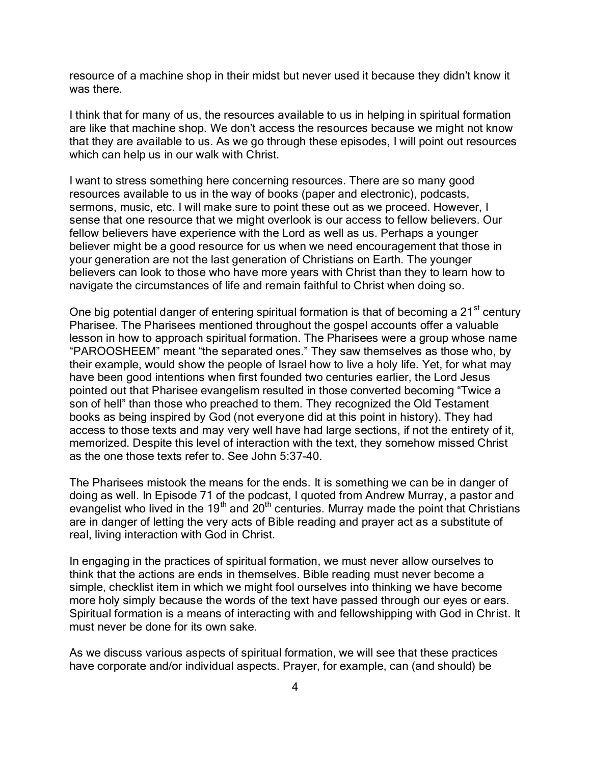resource of a machine shop in their midst but never used it because they didn't know it was there.

I think that for many of us, the resources available to us in helping in spiritual formation are like that machine shop. We don't access the resources because we might not know that they are available to us. As we go through these episodes, I will point out resources which can help us in our walk with Christ.

I want to stress something here concerning resources. There are so many good resources available to us in the way of books (paper and electronic), podcasts, sermons, music, etc. I will make sure to point these out as we proceed. However, I sense that one resource that we might overlook is our access to fellow believers. Our fellow believers have experience with the Lord as well as us. Perhaps a younger believer might be a good resource for us when we need encouragement that those in your generation are not the last generation of Christians on Earth. The younger believers can look to those who have more years with Christ than they to learn how to navigate the circumstances of life and remain faithful to Christ when doing so.

One big potential danger of entering spiritual formation is that of becoming a 21st century Pharisee. The Pharisees mentioned throughout the gospel accounts offer a valuable lesson in how to approach spiritual formation. The Pharisees were a group whose name "PAROOSHEEM" meant "the separated ones." They saw themselves as those who, by their example, would show the people of Israel how to live a holy life. Yet, for what may have been good intentions when first founded two centuries earlier, the Lord Jesus pointed out that Pharisee evangelism resulted in those converted becoming "Twice a son of hell" than those who preached to them. They recognized the Old Testament books as being inspired by God (not everyone did at this point in history). They had access to those texts and may very well have had large sections, if not the entirety of it, memorized. Despite this level of interaction with the text, they somehow missed Christ as the one those texts refer to. See John 5:37-40.

The Pharisees mistook the means for the ends. It is something we can be in danger of doing as well. In Episode 71 of the podcast, I quoted from Andrew Murray, a pastor and evangelist who lived in the 19th and 20th centuries. Murray made the point that Christians are in danger of letting the very acts of Bible reading and prayer act as a substitute of real, living interaction with God in Christ.

In engaging in the practices of spiritual formation, we must never allow ourselves to think that the actions are ends in themselves. Bible reading must never become a simple, checklist item in which we might fool ourselves into thinking we have become more holy simply because the words of the text have passed through our eyes or ears. Spiritual formation is a means of interacting with and fellowshipping with God in Christ. It must never be done for its own sake.

As we discuss various aspects of spiritual formation, we will see that these practices have corporate and/or individual aspects. Prayer, for example, can (and should) be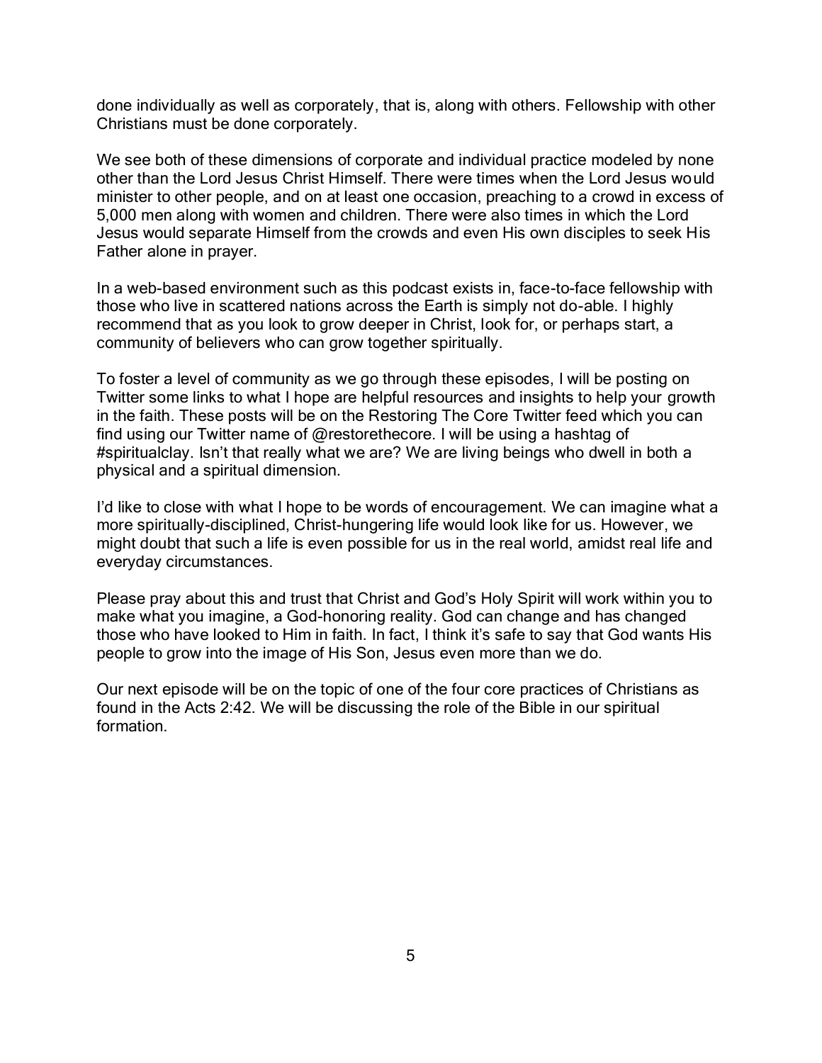done individually as well as corporately, that is, along with others. Fellowship with other Christians must be done corporately.

We see both of these dimensions of corporate and individual practice modeled by none other than the Lord Jesus Christ Himself. There were times when the Lord Jesus would minister to other people, and on at least one occasion, preaching to a crowd in excess of 5,000 men along with women and children. There were also times in which the Lord Jesus would separate Himself from the crowds and even His own disciples to seek His Father alone in prayer.

In a web-based environment such as this podcast exists in, face-to-face fellowship with those who live in scattered nations across the Earth is simply not do-able. I highly recommend that as you look to grow deeper in Christ, look for, or perhaps start, a community of believers who can grow together spiritually.

To foster a level of community as we go through these episodes, I will be posting on Twitter some links to what I hope are helpful resources and insights to help your growth in the faith. These posts will be on the Restoring The Core Twitter feed which you can find using our Twitter name of @restorethecore. I will be using a hashtag of #spiritualclay. Isn't that really what we are? We are living beings who dwell in both a physical and a spiritual dimension.

I'd like to close with what I hope to be words of encouragement. We can imagine what a more spiritually-disciplined, Christ-hungering life would look like for us. However, we might doubt that such a life is even possible for us in the real world, amidst real life and everyday circumstances.

Please pray about this and trust that Christ and God's Holy Spirit will work within you to make what you imagine, a God-honoring reality. God can change and has changed those who have looked to Him in faith. In fact, I think it's safe to say that God wants His people to grow into the image of His Son, Jesus even more than we do.

Our next episode will be on the topic of one of the four core practices of Christians as found in the Acts 2:42. We will be discussing the role of the Bible in our spiritual formation.